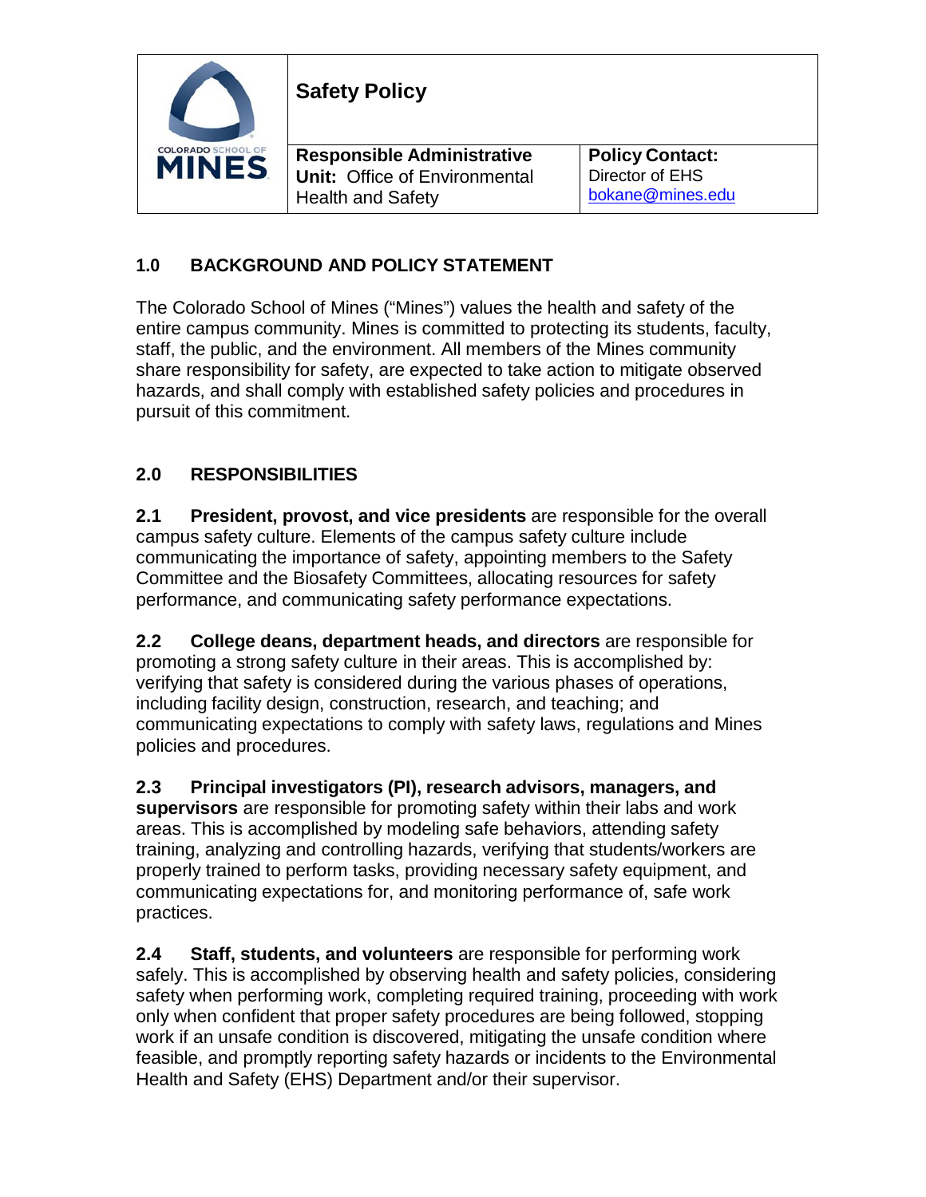| COLORADO SCHOOL OF MINES | **Safety Policy** | |
|---|---|---|
| | **Responsible Administrative Unit:** Office of Environmental Health and Safety | **Policy Contact:** Director of EHS bokane@mines.edu |

## 1.0 BACKGROUND AND POLICY STATEMENT

The Colorado School of Mines ("Mines") values the health and safety of the entire campus community. Mines is committed to protecting its students, faculty, staff, the public, and the environment. All members of the Mines community share responsibility for safety, are expected to take action to mitigate observed hazards, and shall comply with established safety policies and procedures in pursuit of this commitment.

## 2.0 RESPONSIBILITIES

**2.1 President, provost, and vice presidents** are responsible for the overall campus safety culture. Elements of the campus safety culture include communicating the importance of safety, appointing members to the Safety Committee and the Biosafety Committees, allocating resources for safety performance, and communicating safety performance expectations.

**2.2 College deans, department heads, and directors** are responsible for promoting a strong safety culture in their areas. This is accomplished by: verifying that safety is considered during the various phases of operations, including facility design, construction, research, and teaching; and communicating expectations to comply with safety laws, regulations and Mines policies and procedures.

**2.3 Principal investigators (PI), research advisors, managers, and supervisors** are responsible for promoting safety within their labs and work areas. This is accomplished by modeling safe behaviors, attending safety training, analyzing and controlling hazards, verifying that students/workers are properly trained to perform tasks, providing necessary safety equipment, and communicating expectations for, and monitoring performance of, safe work practices.

**2.4 Staff, students, and volunteers** are responsible for performing work safely. This is accomplished by observing health and safety policies, considering safety when performing work, completing required training, proceeding with work only when confident that proper safety procedures are being followed, stopping work if an unsafe condition is discovered, mitigating the unsafe condition where feasible, and promptly reporting safety hazards or incidents to the Environmental Health and Safety (EHS) Department and/or their supervisor.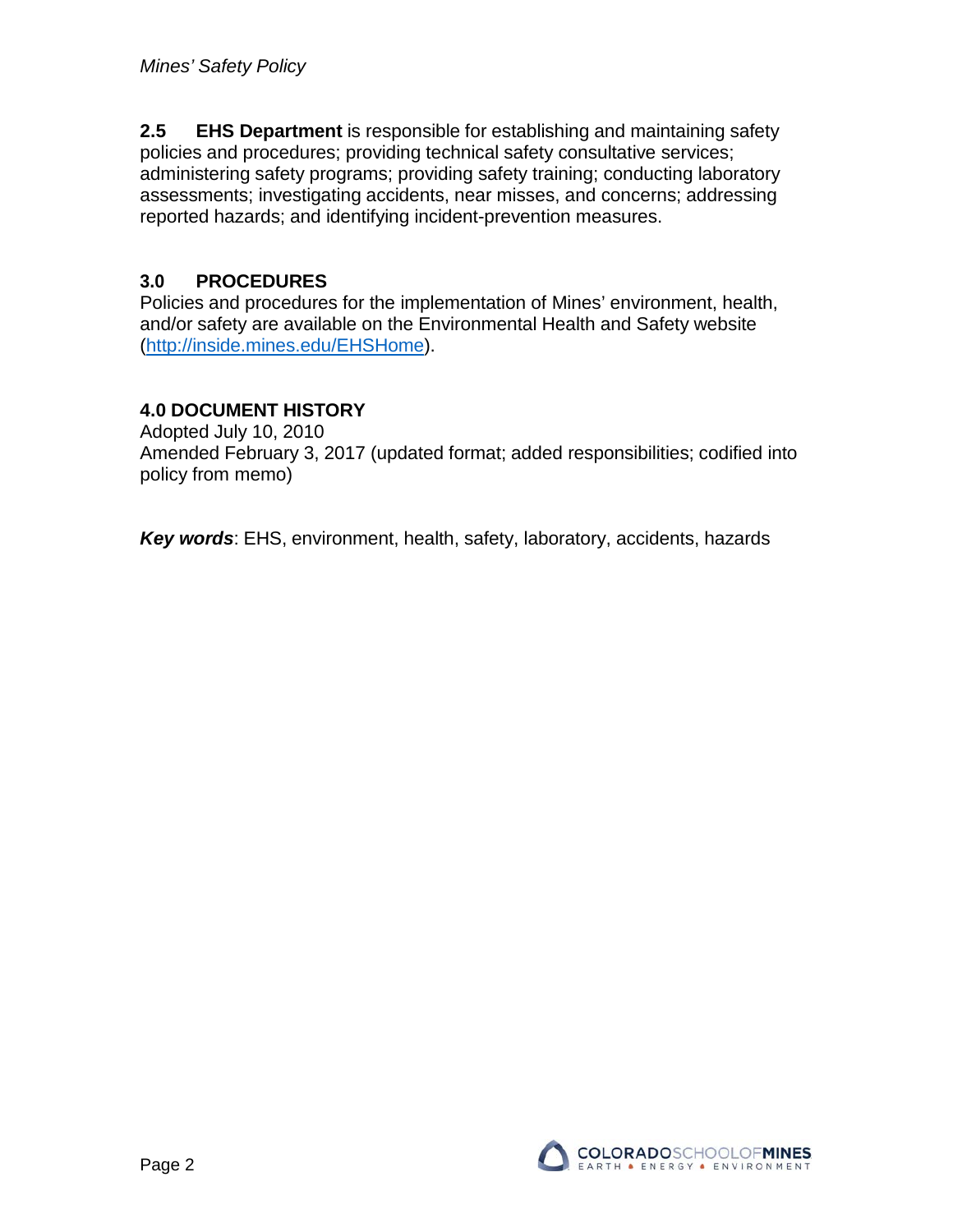**2.5 EHS Department** is responsible for establishing and maintaining safety policies and procedures; providing technical safety consultative services; administering safety programs; providing safety training; conducting laboratory assessments; investigating accidents, near misses, and concerns; addressing reported hazards; and identifying incident-prevention measures.

## 3.0 PROCEDURES

Policies and procedures for the implementation of Mines' environment, health, and/or safety are available on the Environmental Health and Safety website (http://inside.mines.edu/EHSHome).

## 4.0 DOCUMENT HISTORY

Adopted July 10, 2010
Amended February 3, 2017 (updated format; added responsibilities; codified into policy from memo)

***Key words***: EHS, environment, health, safety, laboratory, accidents, hazards